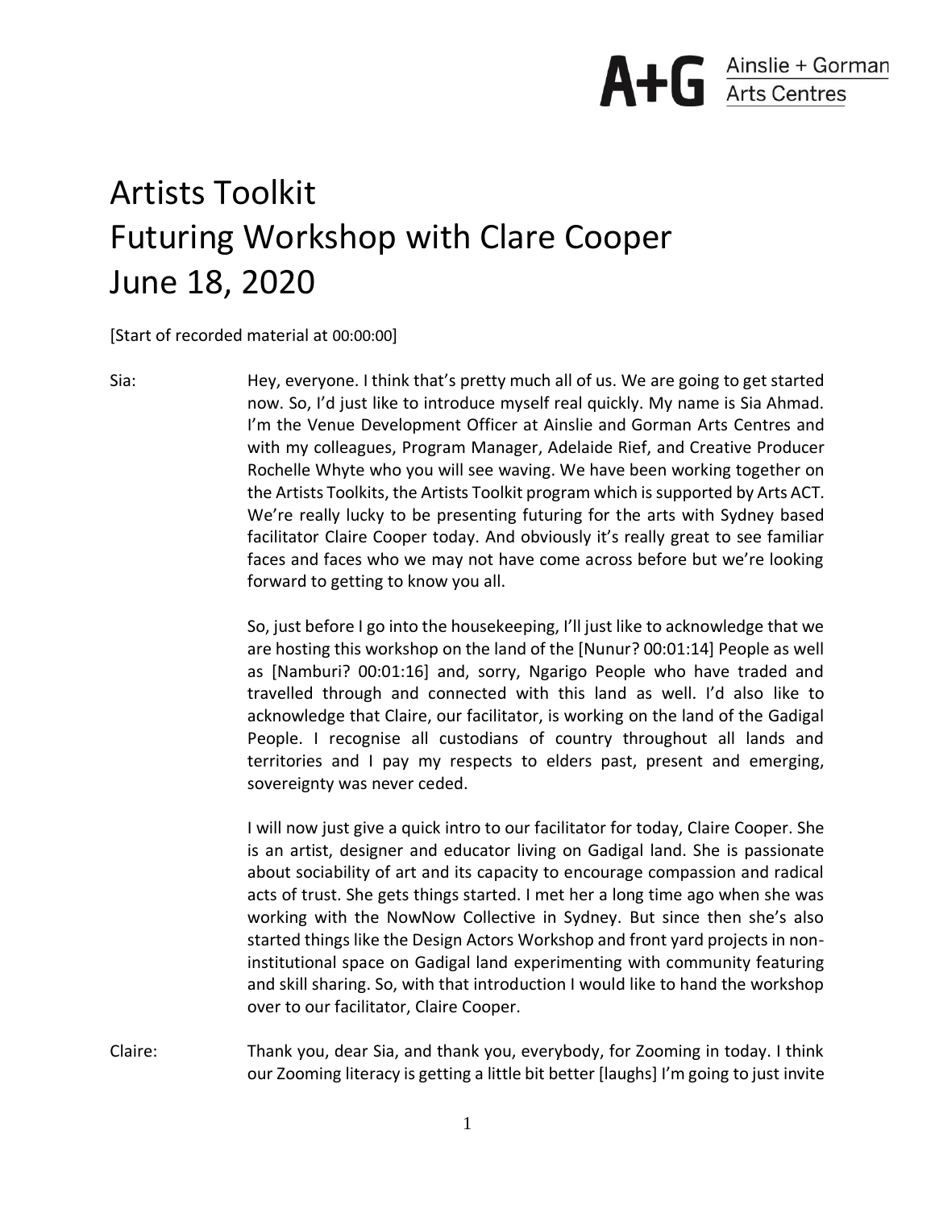# Artists Toolkit
# Futuring Workshop with Clare Cooper
# June 18, 2020

[Start of recorded material at 00:00:00]

Sia: Hey, everyone. I think that's pretty much all of us. We are going to get started now. So, I'd just like to introduce myself real quickly. My name is Sia Ahmad. I'm the Venue Development Officer at Ainslie and Gorman Arts Centres and with my colleagues, Program Manager, Adelaide Rief, and Creative Producer Rochelle Whyte who you will see waving. We have been working together on the Artists Toolkits, the Artists Toolkit program which is supported by Arts ACT. We're really lucky to be presenting futuring for the arts with Sydney based facilitator Claire Cooper today. And obviously it's really great to see familiar faces and faces who we may not have come across before but we're looking forward to getting to know you all.

So, just before I go into the housekeeping, I'll just like to acknowledge that we are hosting this workshop on the land of the [Nunur? 00:01:14] People as well as [Namburi? 00:01:16] and, sorry, Ngarigo People who have traded and travelled through and connected with this land as well. I'd also like to acknowledge that Claire, our facilitator, is working on the land of the Gadigal People. I recognise all custodians of country throughout all lands and territories and I pay my respects to elders past, present and emerging, sovereignty was never ceded.

I will now just give a quick intro to our facilitator for today, Claire Cooper. She is an artist, designer and educator living on Gadigal land. She is passionate about sociability of art and its capacity to encourage compassion and radical acts of trust. She gets things started. I met her a long time ago when she was working with the NowNow Collective in Sydney. But since then she's also started things like the Design Actors Workshop and front yard projects in non-institutional space on Gadigal land experimenting with community featuring and skill sharing. So, with that introduction I would like to hand the workshop over to our facilitator, Claire Cooper.

Claire: Thank you, dear Sia, and thank you, everybody, for Zooming in today. I think our Zooming literacy is getting a little bit better [laughs] I'm going to just invite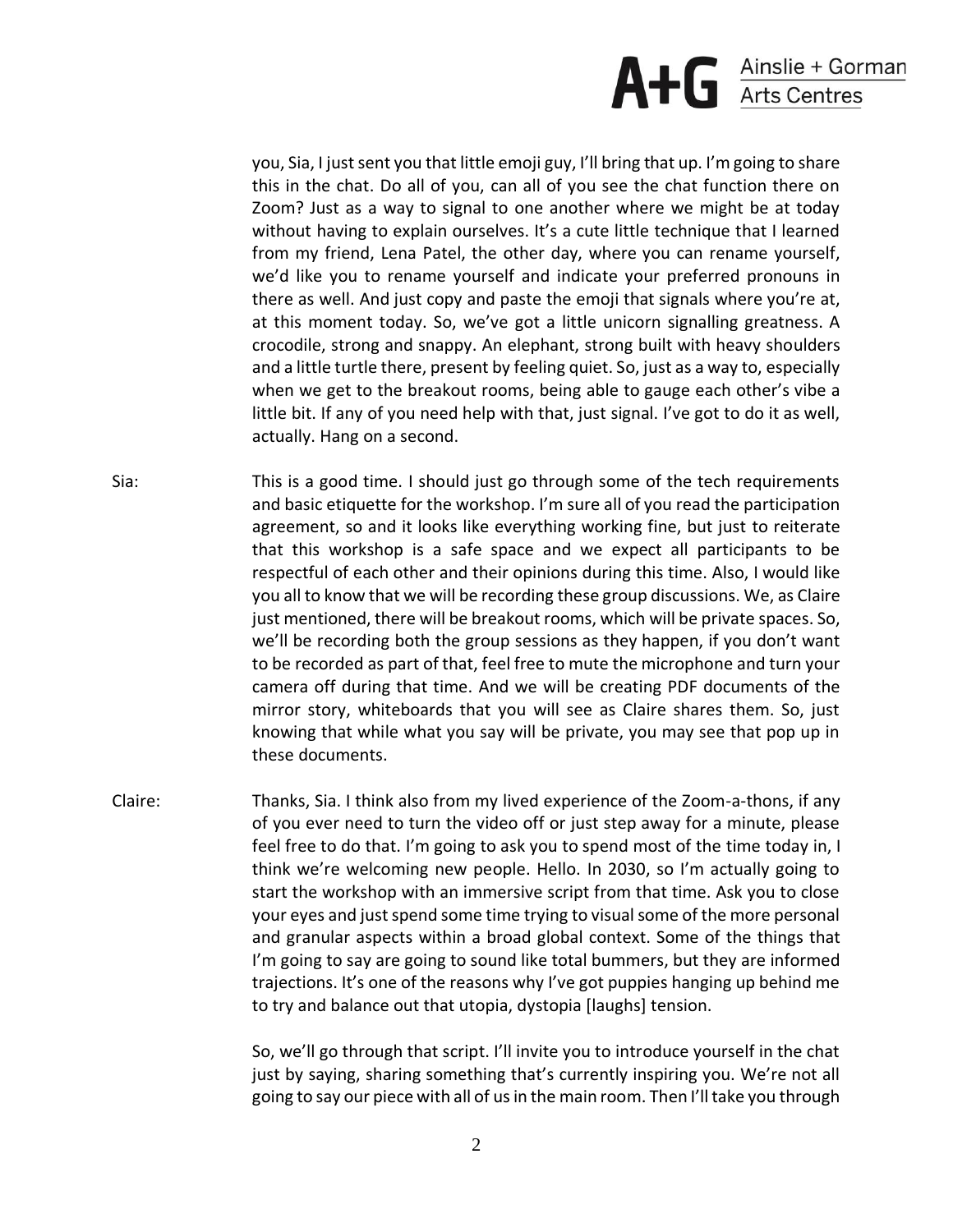you, Sia, I just sent you that little emoji guy, I'll bring that up. I'm going to share this in the chat. Do all of you, can all of you see the chat function there on Zoom? Just as a way to signal to one another where we might be at today without having to explain ourselves. It's a cute little technique that I learned from my friend, Lena Patel, the other day, where you can rename yourself, we'd like you to rename yourself and indicate your preferred pronouns in there as well. And just copy and paste the emoji that signals where you're at, at this moment today. So, we've got a little unicorn signalling greatness. A crocodile, strong and snappy. An elephant, strong built with heavy shoulders and a little turtle there, present by feeling quiet. So, just as a way to, especially when we get to the breakout rooms, being able to gauge each other's vibe a little bit. If any of you need help with that, just signal. I've got to do it as well, actually. Hang on a second.

Sia: This is a good time. I should just go through some of the tech requirements and basic etiquette for the workshop. I'm sure all of you read the participation agreement, so and it looks like everything working fine, but just to reiterate that this workshop is a safe space and we expect all participants to be respectful of each other and their opinions during this time. Also, I would like you all to know that we will be recording these group discussions. We, as Claire just mentioned, there will be breakout rooms, which will be private spaces. So, we'll be recording both the group sessions as they happen, if you don't want to be recorded as part of that, feel free to mute the microphone and turn your camera off during that time. And we will be creating PDF documents of the mirror story, whiteboards that you will see as Claire shares them. So, just knowing that while what you say will be private, you may see that pop up in these documents.

Claire: Thanks, Sia. I think also from my lived experience of the Zoom-a-thons, if any of you ever need to turn the video off or just step away for a minute, please feel free to do that. I'm going to ask you to spend most of the time today in, I think we're welcoming new people. Hello. In 2030, so I'm actually going to start the workshop with an immersive script from that time. Ask you to close your eyes and just spend some time trying to visual some of the more personal and granular aspects within a broad global context. Some of the things that I'm going to say are going to sound like total bummers, but they are informed trajections. It's one of the reasons why I've got puppies hanging up behind me to try and balance out that utopia, dystopia [laughs] tension.

So, we'll go through that script. I'll invite you to introduce yourself in the chat just by saying, sharing something that's currently inspiring you. We're not all going to say our piece with all of us in the main room. Then I'll take you through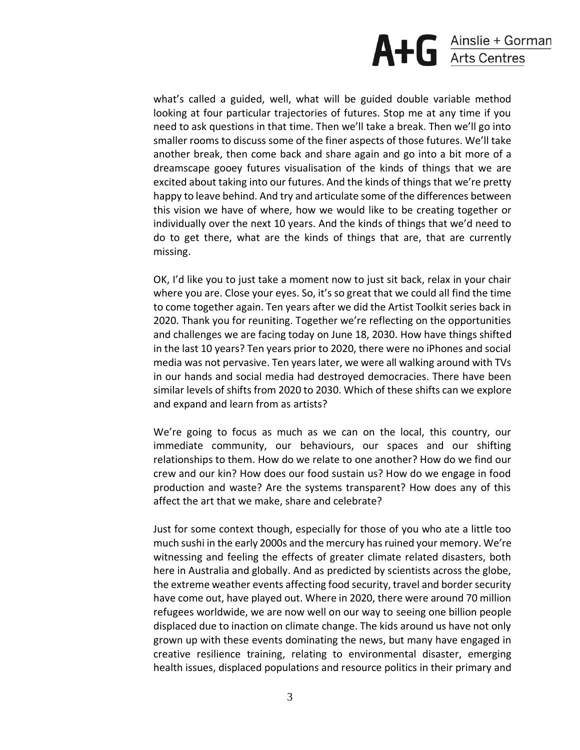what's called a guided, well, what will be guided double variable method looking at four particular trajectories of futures. Stop me at any time if you need to ask questions in that time. Then we'll take a break. Then we'll go into smaller rooms to discuss some of the finer aspects of those futures. We'll take another break, then come back and share again and go into a bit more of a dreamscape gooey futures visualisation of the kinds of things that we are excited about taking into our futures. And the kinds of things that we're pretty happy to leave behind. And try and articulate some of the differences between this vision we have of where, how we would like to be creating together or individually over the next 10 years. And the kinds of things that we'd need to do to get there, what are the kinds of things that are, that are currently missing.

OK, I'd like you to just take a moment now to just sit back, relax in your chair where you are. Close your eyes. So, it's so great that we could all find the time to come together again. Ten years after we did the Artist Toolkit series back in 2020. Thank you for reuniting. Together we're reflecting on the opportunities and challenges we are facing today on June 18, 2030. How have things shifted in the last 10 years? Ten years prior to 2020, there were no iPhones and social media was not pervasive. Ten years later, we were all walking around with TVs in our hands and social media had destroyed democracies. There have been similar levels of shifts from 2020 to 2030. Which of these shifts can we explore and expand and learn from as artists?

We're going to focus as much as we can on the local, this country, our immediate community, our behaviours, our spaces and our shifting relationships to them. How do we relate to one another? How do we find our crew and our kin? How does our food sustain us? How do we engage in food production and waste? Are the systems transparent? How does any of this affect the art that we make, share and celebrate?

Just for some context though, especially for those of you who ate a little too much sushi in the early 2000s and the mercury has ruined your memory. We're witnessing and feeling the effects of greater climate related disasters, both here in Australia and globally. And as predicted by scientists across the globe, the extreme weather events affecting food security, travel and border security have come out, have played out. Where in 2020, there were around 70 million refugees worldwide, we are now well on our way to seeing one billion people displaced due to inaction on climate change. The kids around us have not only grown up with these events dominating the news, but many have engaged in creative resilience training, relating to environmental disaster, emerging health issues, displaced populations and resource politics in their primary and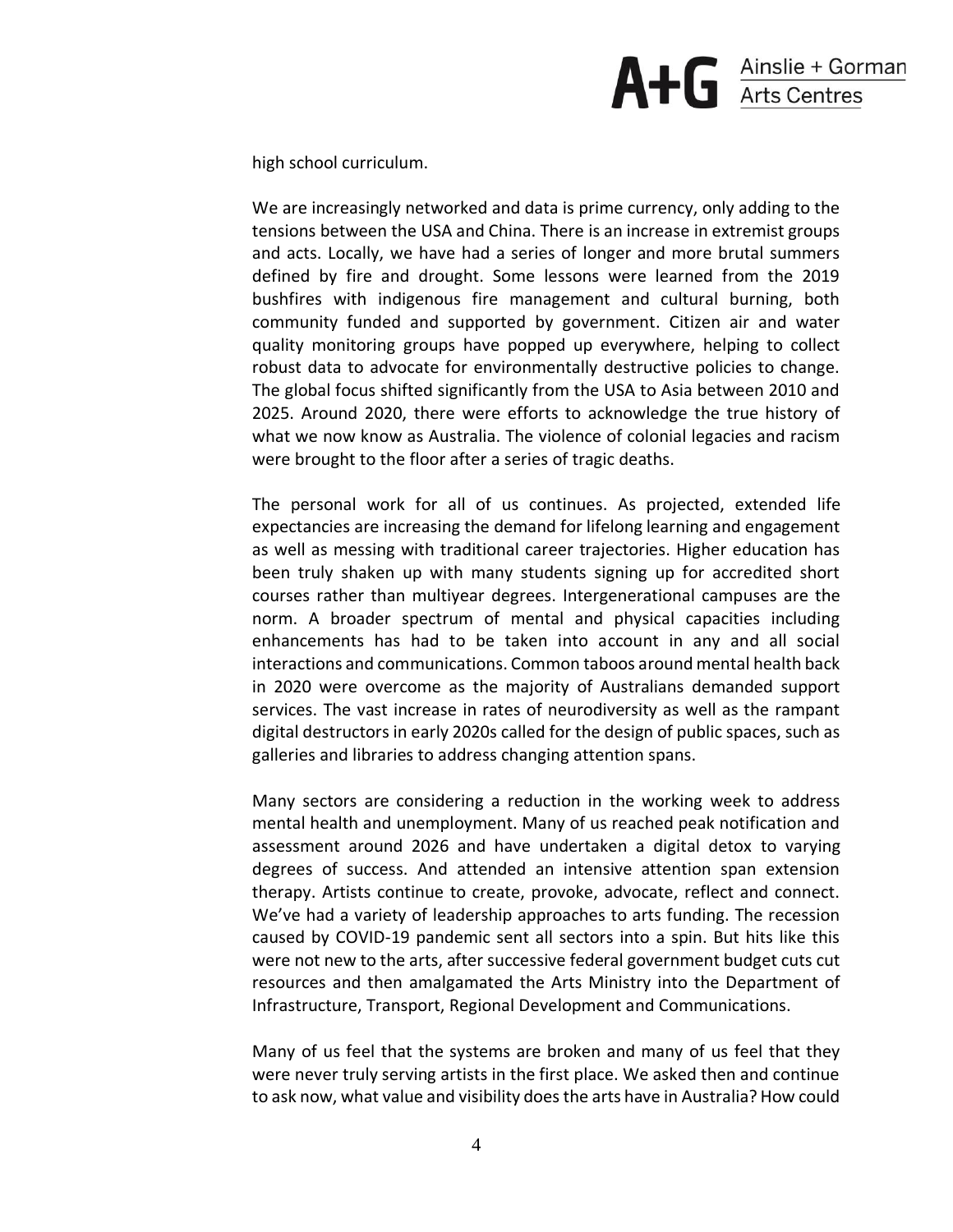high school curriculum.

We are increasingly networked and data is prime currency, only adding to the tensions between the USA and China. There is an increase in extremist groups and acts. Locally, we have had a series of longer and more brutal summers defined by fire and drought. Some lessons were learned from the 2019 bushfires with indigenous fire management and cultural burning, both community funded and supported by government. Citizen air and water quality monitoring groups have popped up everywhere, helping to collect robust data to advocate for environmentally destructive policies to change. The global focus shifted significantly from the USA to Asia between 2010 and 2025. Around 2020, there were efforts to acknowledge the true history of what we now know as Australia. The violence of colonial legacies and racism were brought to the floor after a series of tragic deaths.

The personal work for all of us continues. As projected, extended life expectancies are increasing the demand for lifelong learning and engagement as well as messing with traditional career trajectories. Higher education has been truly shaken up with many students signing up for accredited short courses rather than multiyear degrees. Intergenerational campuses are the norm. A broader spectrum of mental and physical capacities including enhancements has had to be taken into account in any and all social interactions and communications. Common taboos around mental health back in 2020 were overcome as the majority of Australians demanded support services. The vast increase in rates of neurodiversity as well as the rampant digital destructors in early 2020s called for the design of public spaces, such as galleries and libraries to address changing attention spans.

Many sectors are considering a reduction in the working week to address mental health and unemployment. Many of us reached peak notification and assessment around 2026 and have undertaken a digital detox to varying degrees of success. And attended an intensive attention span extension therapy. Artists continue to create, provoke, advocate, reflect and connect. We've had a variety of leadership approaches to arts funding. The recession caused by COVID-19 pandemic sent all sectors into a spin. But hits like this were not new to the arts, after successive federal government budget cuts cut resources and then amalgamated the Arts Ministry into the Department of Infrastructure, Transport, Regional Development and Communications.

Many of us feel that the systems are broken and many of us feel that they were never truly serving artists in the first place. We asked then and continue to ask now, what value and visibility does the arts have in Australia? How could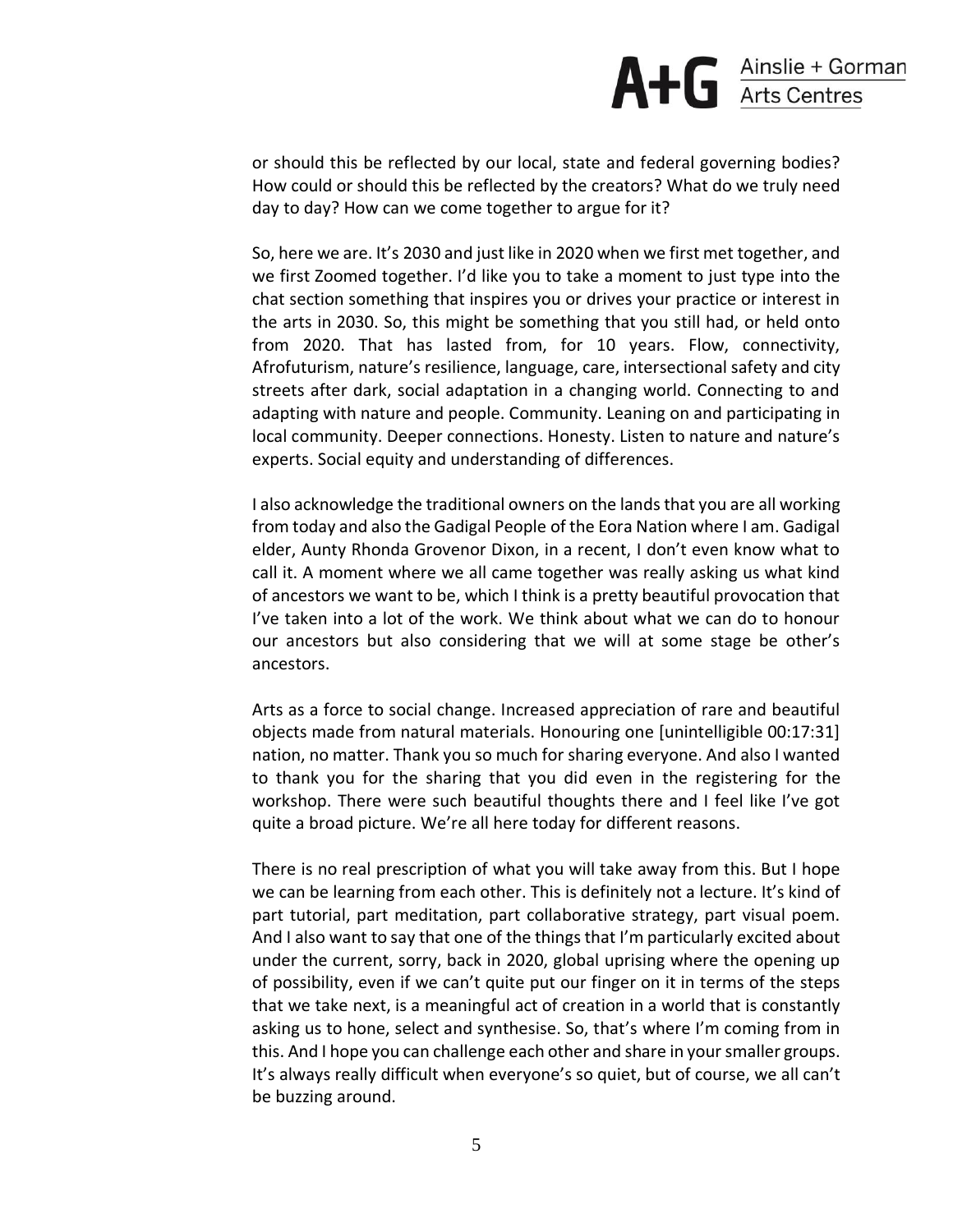or should this be reflected by our local, state and federal governing bodies? How could or should this be reflected by the creators? What do we truly need day to day? How can we come together to argue for it?

So, here we are. It's 2030 and just like in 2020 when we first met together, and we first Zoomed together. I'd like you to take a moment to just type into the chat section something that inspires you or drives your practice or interest in the arts in 2030. So, this might be something that you still had, or held onto from 2020. That has lasted from, for 10 years. Flow, connectivity, Afrofuturism, nature's resilience, language, care, intersectional safety and city streets after dark, social adaptation in a changing world. Connecting to and adapting with nature and people. Community. Leaning on and participating in local community. Deeper connections. Honesty. Listen to nature and nature's experts. Social equity and understanding of differences.

I also acknowledge the traditional owners on the lands that you are all working from today and also the Gadigal People of the Eora Nation where I am. Gadigal elder, Aunty Rhonda Grovenor Dixon, in a recent, I don't even know what to call it. A moment where we all came together was really asking us what kind of ancestors we want to be, which I think is a pretty beautiful provocation that I've taken into a lot of the work. We think about what we can do to honour our ancestors but also considering that we will at some stage be other's ancestors.

Arts as a force to social change. Increased appreciation of rare and beautiful objects made from natural materials. Honouring one [unintelligible 00:17:31] nation, no matter. Thank you so much for sharing everyone. And also I wanted to thank you for the sharing that you did even in the registering for the workshop. There were such beautiful thoughts there and I feel like I've got quite a broad picture. We're all here today for different reasons.

There is no real prescription of what you will take away from this. But I hope we can be learning from each other. This is definitely not a lecture. It's kind of part tutorial, part meditation, part collaborative strategy, part visual poem. And I also want to say that one of the things that I'm particularly excited about under the current, sorry, back in 2020, global uprising where the opening up of possibility, even if we can't quite put our finger on it in terms of the steps that we take next, is a meaningful act of creation in a world that is constantly asking us to hone, select and synthesise. So, that's where I'm coming from in this. And I hope you can challenge each other and share in your smaller groups. It's always really difficult when everyone's so quiet, but of course, we all can't be buzzing around.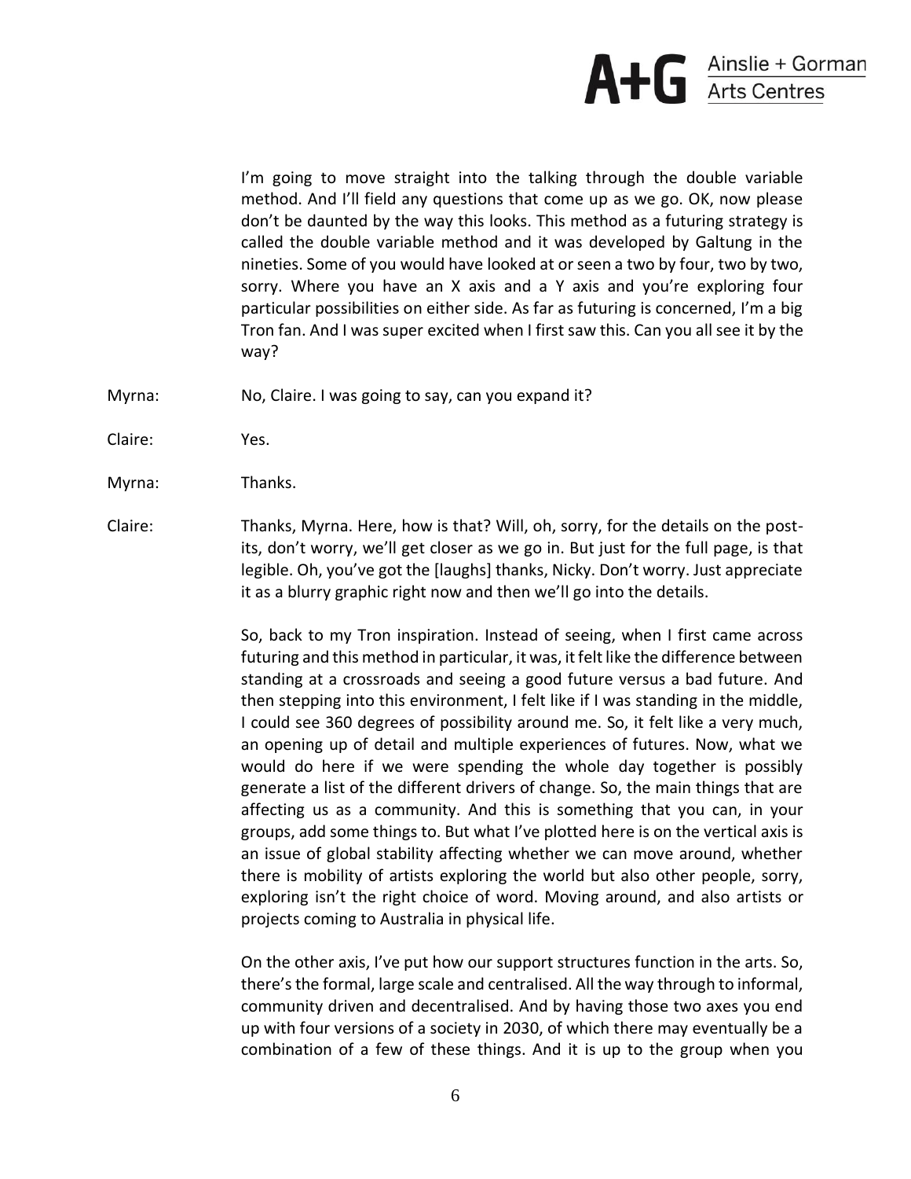I'm going to move straight into the talking through the double variable method. And I'll field any questions that come up as we go. OK, now please don't be daunted by the way this looks. This method as a futuring strategy is called the double variable method and it was developed by Galtung in the nineties. Some of you would have looked at or seen a two by four, two by two, sorry. Where you have an X axis and a Y axis and you're exploring four particular possibilities on either side. As far as futuring is concerned, I'm a big Tron fan. And I was super excited when I first saw this. Can you all see it by the way?

Myrna: No, Claire. I was going to say, can you expand it?

Claire: Yes.

Myrna: Thanks.

Claire: Thanks, Myrna. Here, how is that? Will, oh, sorry, for the details on the post-its, don't worry, we'll get closer as we go in. But just for the full page, is that legible. Oh, you've got the [laughs] thanks, Nicky. Don't worry. Just appreciate it as a blurry graphic right now and then we'll go into the details.

So, back to my Tron inspiration. Instead of seeing, when I first came across futuring and this method in particular, it was, it felt like the difference between standing at a crossroads and seeing a good future versus a bad future. And then stepping into this environment, I felt like if I was standing in the middle, I could see 360 degrees of possibility around me. So, it felt like a very much, an opening up of detail and multiple experiences of futures. Now, what we would do here if we were spending the whole day together is possibly generate a list of the different drivers of change. So, the main things that are affecting us as a community. And this is something that you can, in your groups, add some things to. But what I've plotted here is on the vertical axis is an issue of global stability affecting whether we can move around, whether there is mobility of artists exploring the world but also other people, sorry, exploring isn't the right choice of word. Moving around, and also artists or projects coming to Australia in physical life.

On the other axis, I've put how our support structures function in the arts. So, there's the formal, large scale and centralised. All the way through to informal, community driven and decentralised. And by having those two axes you end up with four versions of a society in 2030, of which there may eventually be a combination of a few of these things. And it is up to the group when you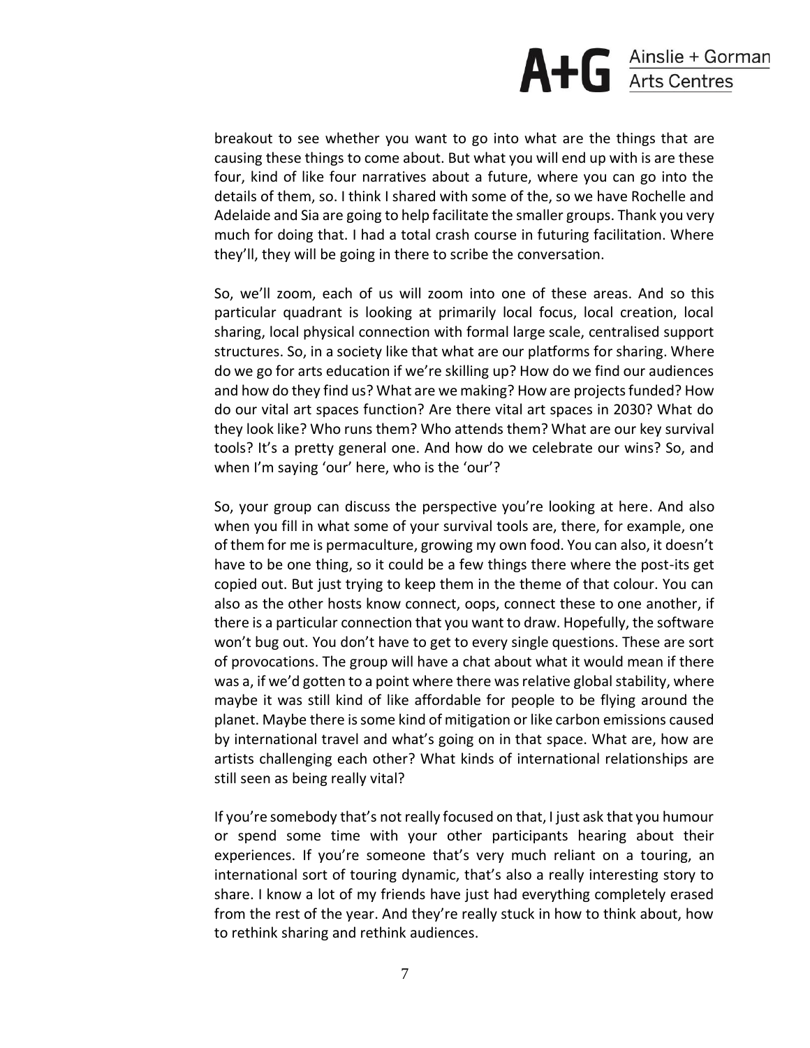breakout to see whether you want to go into what are the things that are causing these things to come about. But what you will end up with is are these four, kind of like four narratives about a future, where you can go into the details of them, so. I think I shared with some of the, so we have Rochelle and Adelaide and Sia are going to help facilitate the smaller groups. Thank you very much for doing that. I had a total crash course in futuring facilitation. Where they'll, they will be going in there to scribe the conversation.

So, we'll zoom, each of us will zoom into one of these areas. And so this particular quadrant is looking at primarily local focus, local creation, local sharing, local physical connection with formal large scale, centralised support structures. So, in a society like that what are our platforms for sharing. Where do we go for arts education if we're skilling up? How do we find our audiences and how do they find us? What are we making? How are projects funded? How do our vital art spaces function? Are there vital art spaces in 2030? What do they look like? Who runs them? Who attends them? What are our key survival tools? It's a pretty general one. And how do we celebrate our wins? So, and when I'm saying 'our' here, who is the 'our'?

So, your group can discuss the perspective you're looking at here. And also when you fill in what some of your survival tools are, there, for example, one of them for me is permaculture, growing my own food. You can also, it doesn't have to be one thing, so it could be a few things there where the post-its get copied out. But just trying to keep them in the theme of that colour. You can also as the other hosts know connect, oops, connect these to one another, if there is a particular connection that you want to draw. Hopefully, the software won't bug out. You don't have to get to every single questions. These are sort of provocations. The group will have a chat about what it would mean if there was a, if we'd gotten to a point where there was relative global stability, where maybe it was still kind of like affordable for people to be flying around the planet. Maybe there is some kind of mitigation or like carbon emissions caused by international travel and what's going on in that space. What are, how are artists challenging each other? What kinds of international relationships are still seen as being really vital?

If you're somebody that's not really focused on that, I just ask that you humour or spend some time with your other participants hearing about their experiences. If you're someone that's very much reliant on a touring, an international sort of touring dynamic, that's also a really interesting story to share. I know a lot of my friends have just had everything completely erased from the rest of the year. And they're really stuck in how to think about, how to rethink sharing and rethink audiences.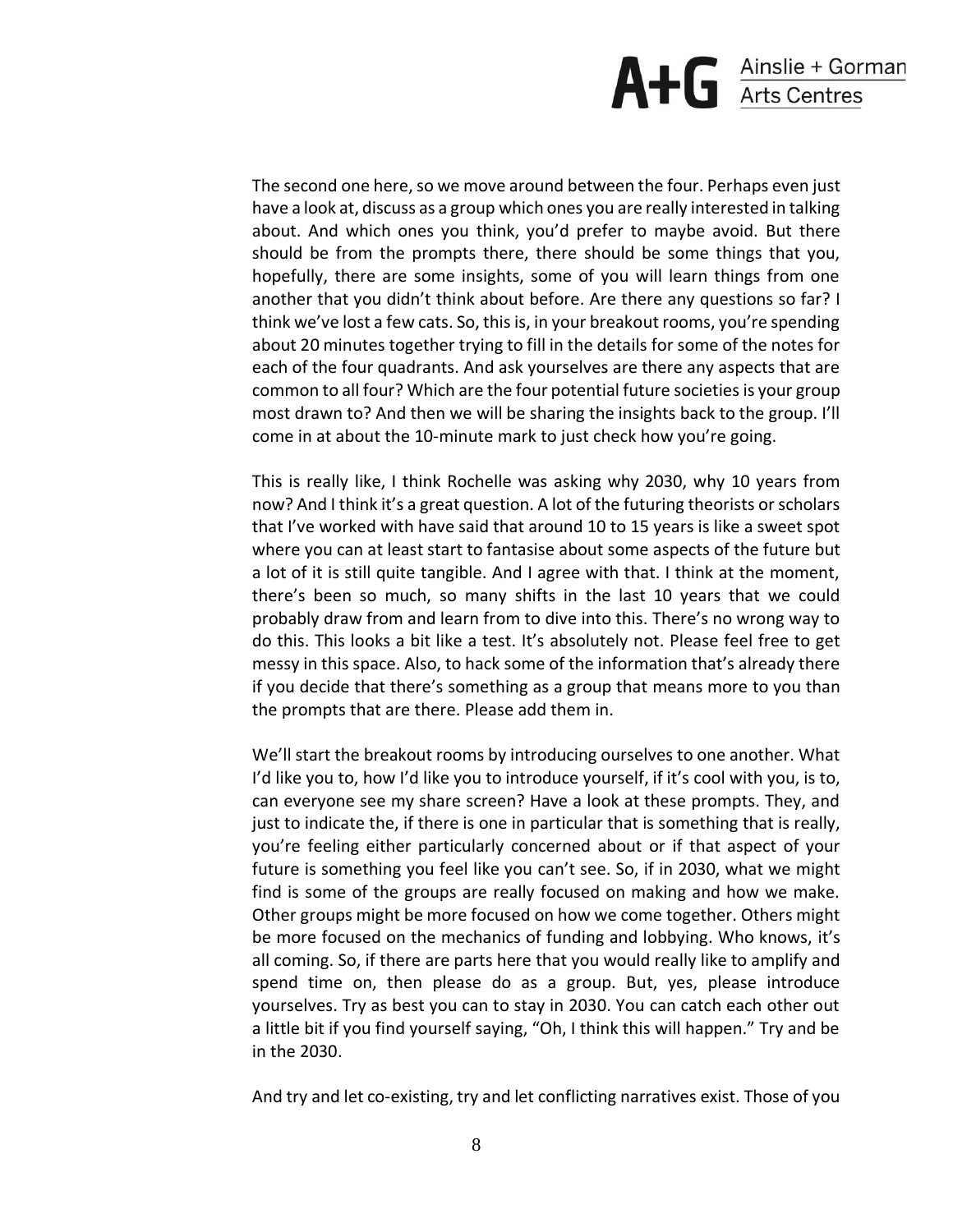The second one here, so we move around between the four. Perhaps even just have a look at, discuss as a group which ones you are really interested in talking about. And which ones you think, you'd prefer to maybe avoid. But there should be from the prompts there, there should be some things that you, hopefully, there are some insights, some of you will learn things from one another that you didn't think about before. Are there any questions so far? I think we've lost a few cats. So, this is, in your breakout rooms, you're spending about 20 minutes together trying to fill in the details for some of the notes for each of the four quadrants. And ask yourselves are there any aspects that are common to all four? Which are the four potential future societies is your group most drawn to? And then we will be sharing the insights back to the group. I'll come in at about the 10-minute mark to just check how you're going.

This is really like, I think Rochelle was asking why 2030, why 10 years from now? And I think it's a great question. A lot of the futuring theorists or scholars that I've worked with have said that around 10 to 15 years is like a sweet spot where you can at least start to fantasise about some aspects of the future but a lot of it is still quite tangible. And I agree with that. I think at the moment, there's been so much, so many shifts in the last 10 years that we could probably draw from and learn from to dive into this. There's no wrong way to do this. This looks a bit like a test. It's absolutely not. Please feel free to get messy in this space. Also, to hack some of the information that's already there if you decide that there's something as a group that means more to you than the prompts that are there. Please add them in.

We'll start the breakout rooms by introducing ourselves to one another. What I'd like you to, how I'd like you to introduce yourself, if it's cool with you, is to, can everyone see my share screen? Have a look at these prompts. They, and just to indicate the, if there is one in particular that is something that is really, you're feeling either particularly concerned about or if that aspect of your future is something you feel like you can't see. So, if in 2030, what we might find is some of the groups are really focused on making and how we make. Other groups might be more focused on how we come together. Others might be more focused on the mechanics of funding and lobbying. Who knows, it's all coming. So, if there are parts here that you would really like to amplify and spend time on, then please do as a group. But, yes, please introduce yourselves. Try as best you can to stay in 2030. You can catch each other out a little bit if you find yourself saying, "Oh, I think this will happen." Try and be in the 2030.

And try and let co-existing, try and let conflicting narratives exist. Those of you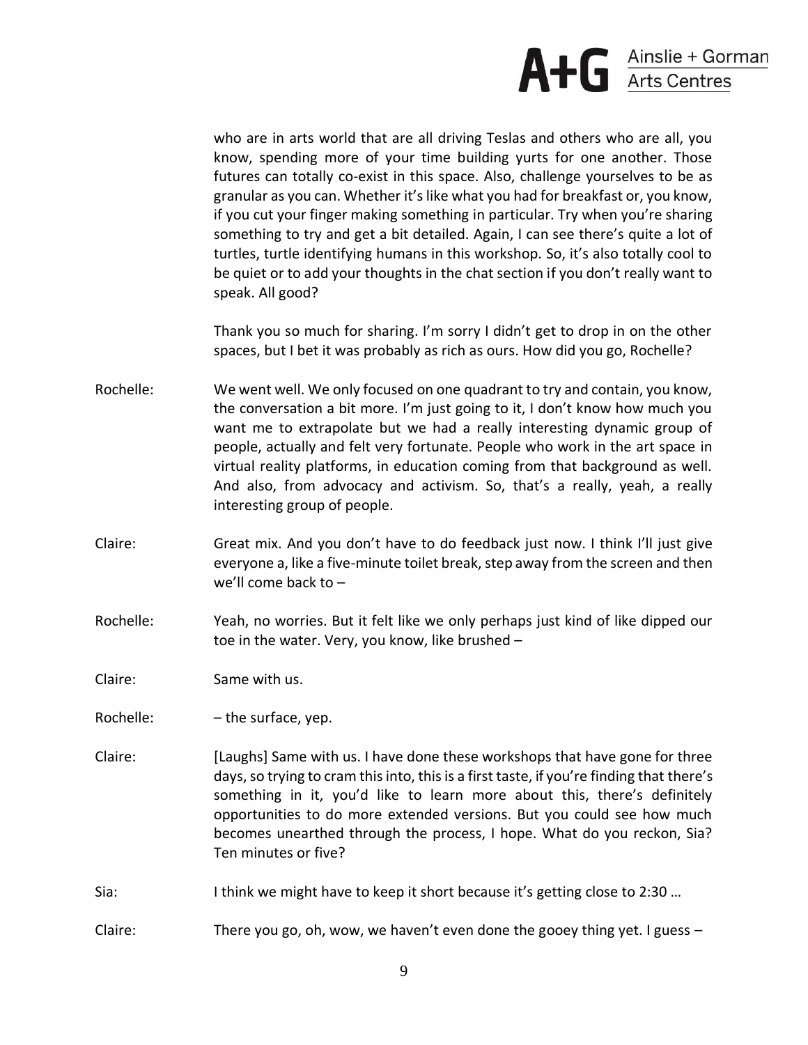who are in arts world that are all driving Teslas and others who are all, you know, spending more of your time building yurts for one another. Those futures can totally co-exist in this space. Also, challenge yourselves to be as granular as you can. Whether it's like what you had for breakfast or, you know, if you cut your finger making something in particular. Try when you're sharing something to try and get a bit detailed. Again, I can see there's quite a lot of turtles, turtle identifying humans in this workshop. So, it's also totally cool to be quiet or to add your thoughts in the chat section if you don't really want to speak. All good?

Thank you so much for sharing. I'm sorry I didn't get to drop in on the other spaces, but I bet it was probably as rich as ours. How did you go, Rochelle?

Rochelle: We went well. We only focused on one quadrant to try and contain, you know, the conversation a bit more. I'm just going to it, I don't know how much you want me to extrapolate but we had a really interesting dynamic group of people, actually and felt very fortunate. People who work in the art space in virtual reality platforms, in education coming from that background as well. And also, from advocacy and activism. So, that's a really, yeah, a really interesting group of people.

Claire: Great mix. And you don't have to do feedback just now. I think I'll just give everyone a, like a five-minute toilet break, step away from the screen and then we'll come back to –

Rochelle: Yeah, no worries. But it felt like we only perhaps just kind of like dipped our toe in the water. Very, you know, like brushed –

Claire: Same with us.

Rochelle: – the surface, yep.

Claire: [Laughs] Same with us. I have done these workshops that have gone for three days, so trying to cram this into, this is a first taste, if you're finding that there's something in it, you'd like to learn more about this, there's definitely opportunities to do more extended versions. But you could see how much becomes unearthed through the process, I hope. What do you reckon, Sia? Ten minutes or five?

Sia: I think we might have to keep it short because it's getting close to 2:30 …

Claire: There you go, oh, wow, we haven't even done the gooey thing yet. I guess –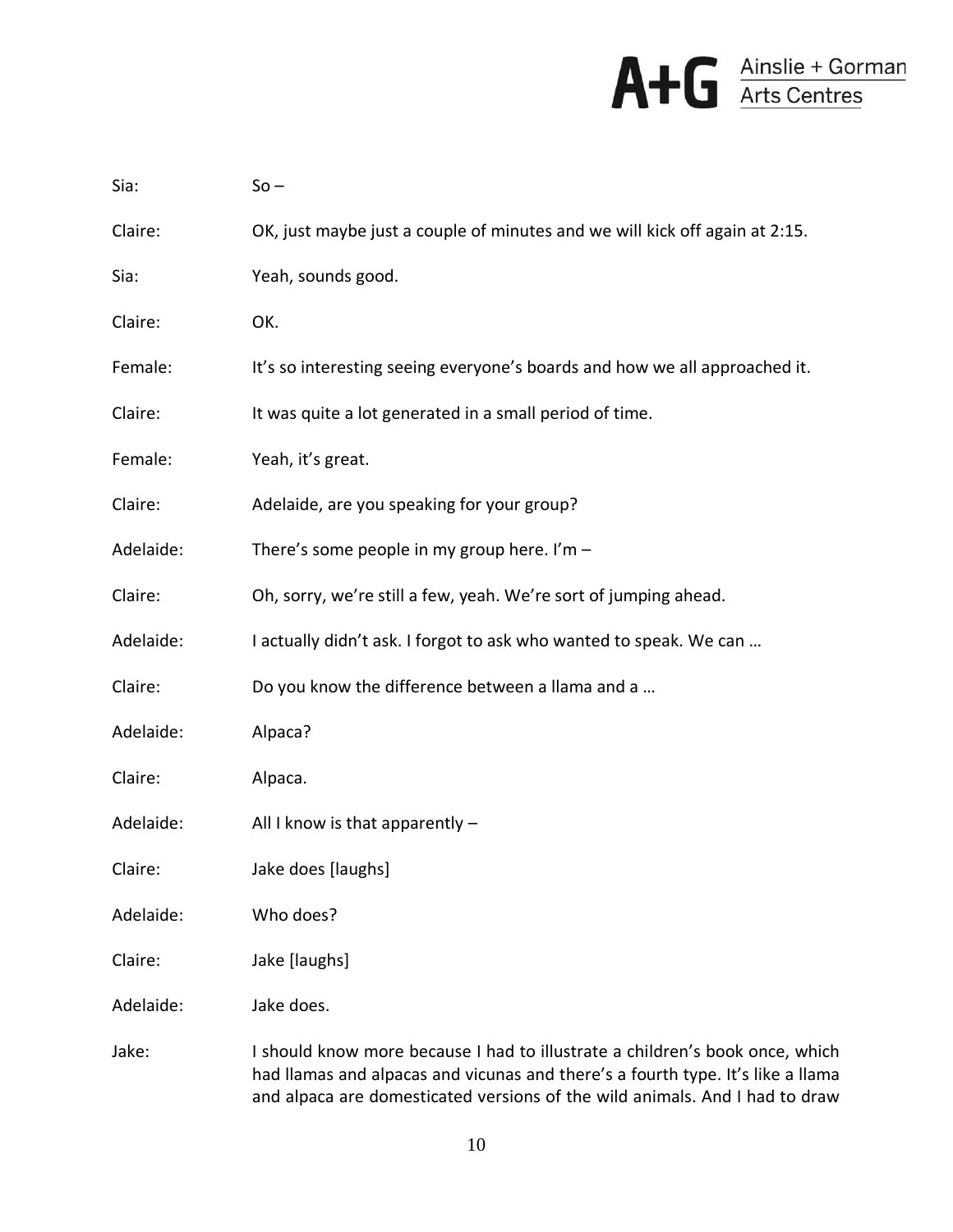Sia: So –

Claire: OK, just maybe just a couple of minutes and we will kick off again at 2:15.

Sia: Yeah, sounds good.

Claire: OK.

Female: It's so interesting seeing everyone's boards and how we all approached it.

Claire: It was quite a lot generated in a small period of time.

Female: Yeah, it's great.

Claire: Adelaide, are you speaking for your group?

Adelaide: There's some people in my group here. I'm –

Claire: Oh, sorry, we're still a few, yeah. We're sort of jumping ahead.

Adelaide: I actually didn't ask. I forgot to ask who wanted to speak. We can …

Claire: Do you know the difference between a llama and a …

Adelaide: Alpaca?

Claire: Alpaca.

Adelaide: All I know is that apparently –

Claire: Jake does [laughs]

Adelaide: Who does?

Claire: Jake [laughs]

Adelaide: Jake does.

Jake: I should know more because I had to illustrate a children's book once, which had llamas and alpacas and vicunas and there's a fourth type. It's like a llama and alpaca are domesticated versions of the wild animals. And I had to draw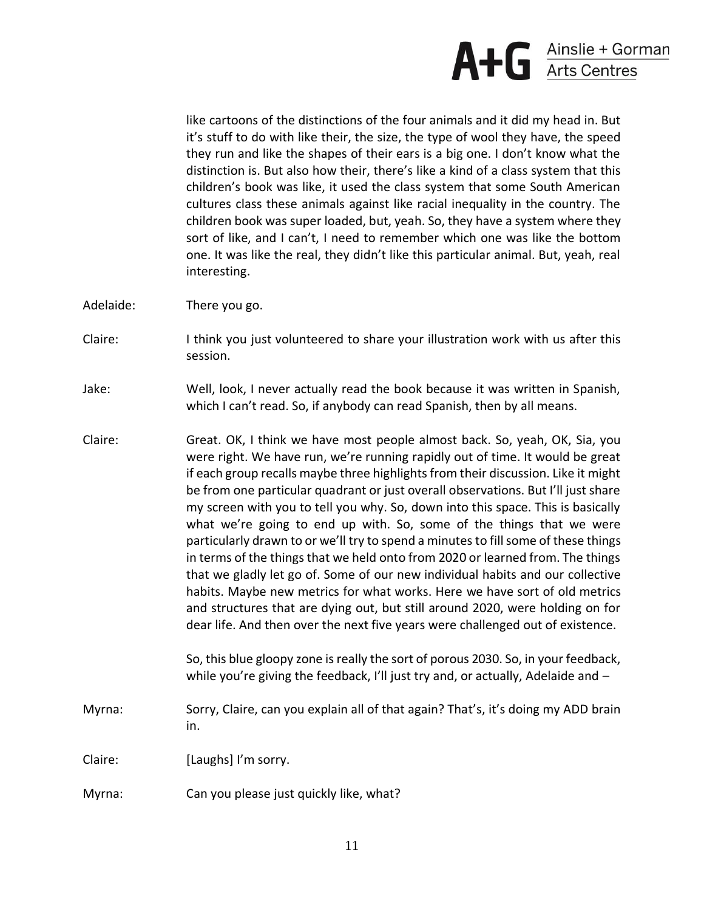like cartoons of the distinctions of the four animals and it did my head in. But it's stuff to do with like their, the size, the type of wool they have, the speed they run and like the shapes of their ears is a big one. I don't know what the distinction is. But also how their, there's like a kind of a class system that this children's book was like, it used the class system that some South American cultures class these animals against like racial inequality in the country. The children book was super loaded, but, yeah. So, they have a system where they sort of like, and I can't, I need to remember which one was like the bottom one. It was like the real, they didn't like this particular animal. But, yeah, real interesting.

Adelaide: There you go.

Claire: I think you just volunteered to share your illustration work with us after this session.

Jake: Well, look, I never actually read the book because it was written in Spanish, which I can't read. So, if anybody can read Spanish, then by all means.

Claire: Great. OK, I think we have most people almost back. So, yeah, OK, Sia, you were right. We have run, we're running rapidly out of time. It would be great if each group recalls maybe three highlights from their discussion. Like it might be from one particular quadrant or just overall observations. But I'll just share my screen with you to tell you why. So, down into this space. This is basically what we're going to end up with. So, some of the things that we were particularly drawn to or we'll try to spend a minutes to fill some of these things in terms of the things that we held onto from 2020 or learned from. The things that we gladly let go of. Some of our new individual habits and our collective habits. Maybe new metrics for what works. Here we have sort of old metrics and structures that are dying out, but still around 2020, were holding on for dear life. And then over the next five years were challenged out of existence.

So, this blue gloopy zone is really the sort of porous 2030. So, in your feedback, while you're giving the feedback, I'll just try and, or actually, Adelaide and –

Myrna: Sorry, Claire, can you explain all of that again? That's, it's doing my ADD brain in.

Claire: [Laughs] I'm sorry.

Myrna: Can you please just quickly like, what?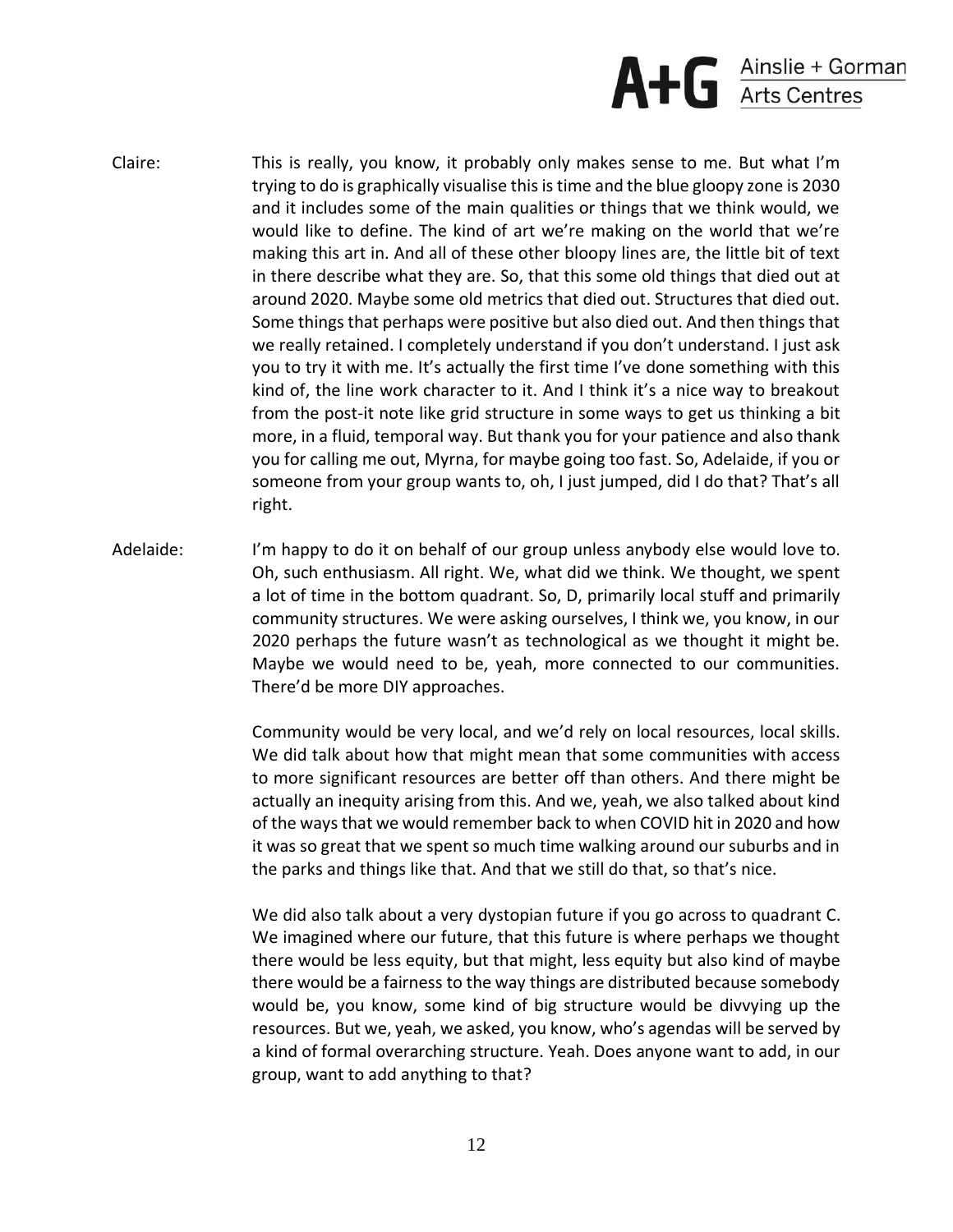Claire: This is really, you know, it probably only makes sense to me. But what I'm trying to do is graphically visualise this is time and the blue gloopy zone is 2030 and it includes some of the main qualities or things that we think would, we would like to define. The kind of art we're making on the world that we're making this art in. And all of these other bloopy lines are, the little bit of text in there describe what they are. So, that this some old things that died out at around 2020. Maybe some old metrics that died out. Structures that died out. Some things that perhaps were positive but also died out. And then things that we really retained. I completely understand if you don't understand. I just ask you to try it with me. It's actually the first time I've done something with this kind of, the line work character to it. And I think it's a nice way to breakout from the post-it note like grid structure in some ways to get us thinking a bit more, in a fluid, temporal way. But thank you for your patience and also thank you for calling me out, Myrna, for maybe going too fast. So, Adelaide, if you or someone from your group wants to, oh, I just jumped, did I do that? That's all right.

Adelaide: I'm happy to do it on behalf of our group unless anybody else would love to. Oh, such enthusiasm. All right. We, what did we think. We thought, we spent a lot of time in the bottom quadrant. So, D, primarily local stuff and primarily community structures. We were asking ourselves, I think we, you know, in our 2020 perhaps the future wasn't as technological as we thought it might be. Maybe we would need to be, yeah, more connected to our communities. There'd be more DIY approaches.

Community would be very local, and we'd rely on local resources, local skills. We did talk about how that might mean that some communities with access to more significant resources are better off than others. And there might be actually an inequity arising from this. And we, yeah, we also talked about kind of the ways that we would remember back to when COVID hit in 2020 and how it was so great that we spent so much time walking around our suburbs and in the parks and things like that. And that we still do that, so that's nice.

We did also talk about a very dystopian future if you go across to quadrant C. We imagined where our future, that this future is where perhaps we thought there would be less equity, but that might, less equity but also kind of maybe there would be a fairness to the way things are distributed because somebody would be, you know, some kind of big structure would be divvying up the resources. But we, yeah, we asked, you know, who's agendas will be served by a kind of formal overarching structure. Yeah. Does anyone want to add, in our group, want to add anything to that?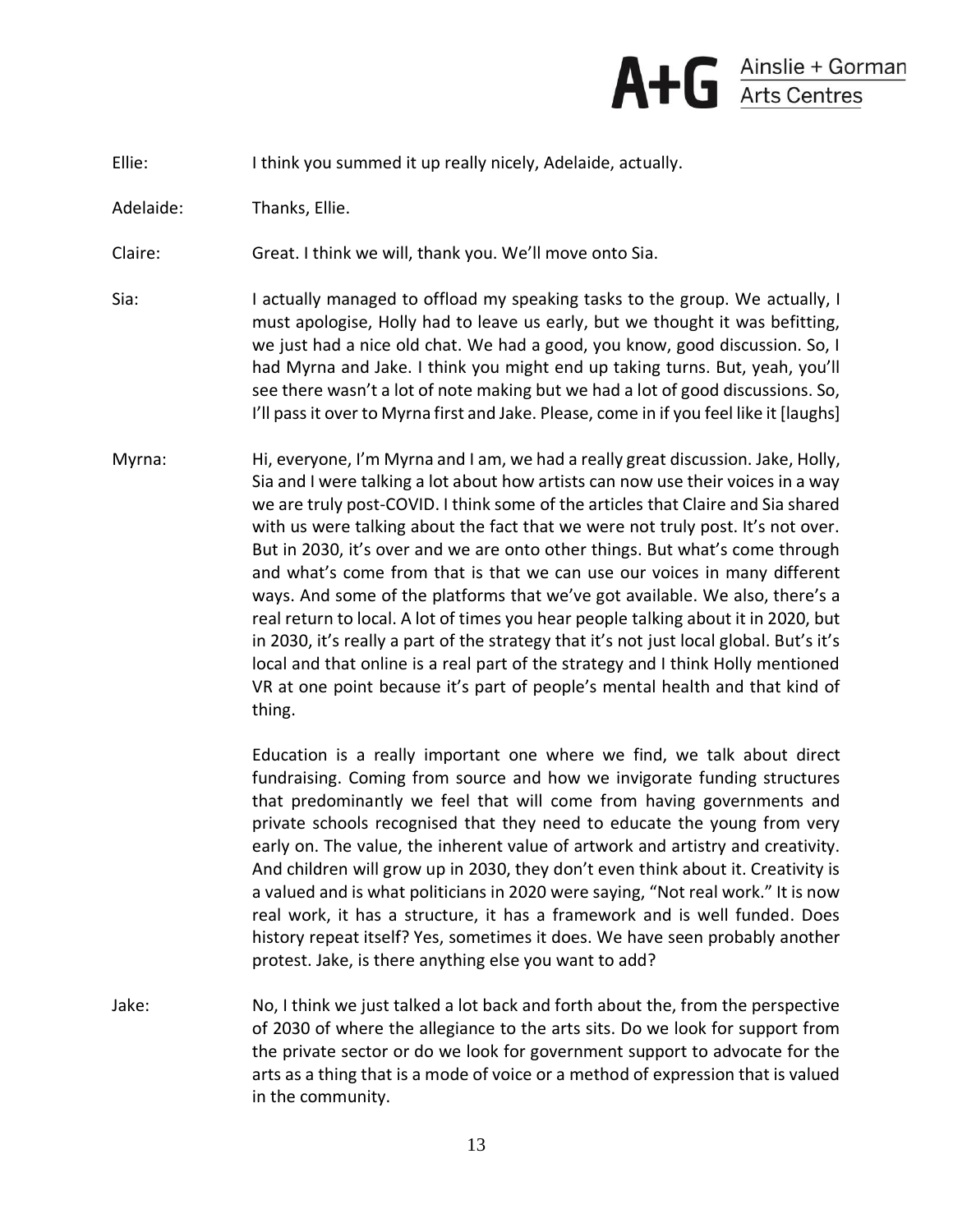Ellie: I think you summed it up really nicely, Adelaide, actually.

Adelaide: Thanks, Ellie.

Claire: Great. I think we will, thank you. We'll move onto Sia.

Sia: I actually managed to offload my speaking tasks to the group. We actually, I must apologise, Holly had to leave us early, but we thought it was befitting, we just had a nice old chat. We had a good, you know, good discussion. So, I had Myrna and Jake. I think you might end up taking turns. But, yeah, you'll see there wasn't a lot of note making but we had a lot of good discussions. So, I'll pass it over to Myrna first and Jake. Please, come in if you feel like it [laughs]

Myrna: Hi, everyone, I'm Myrna and I am, we had a really great discussion. Jake, Holly, Sia and I were talking a lot about how artists can now use their voices in a way we are truly post-COVID. I think some of the articles that Claire and Sia shared with us were talking about the fact that we were not truly post. It's not over. But in 2030, it's over and we are onto other things. But what's come through and what's come from that is that we can use our voices in many different ways. And some of the platforms that we've got available. We also, there's a real return to local. A lot of times you hear people talking about it in 2020, but in 2030, it's really a part of the strategy that it's not just local global. But's it's local and that online is a real part of the strategy and I think Holly mentioned VR at one point because it's part of people's mental health and that kind of thing.

Education is a really important one where we find, we talk about direct fundraising. Coming from source and how we invigorate funding structures that predominantly we feel that will come from having governments and private schools recognised that they need to educate the young from very early on. The value, the inherent value of artwork and artistry and creativity. And children will grow up in 2030, they don't even think about it. Creativity is a valued and is what politicians in 2020 were saying, "Not real work." It is now real work, it has a structure, it has a framework and is well funded. Does history repeat itself? Yes, sometimes it does. We have seen probably another protest. Jake, is there anything else you want to add?

Jake: No, I think we just talked a lot back and forth about the, from the perspective of 2030 of where the allegiance to the arts sits. Do we look for support from the private sector or do we look for government support to advocate for the arts as a thing that is a mode of voice or a method of expression that is valued in the community.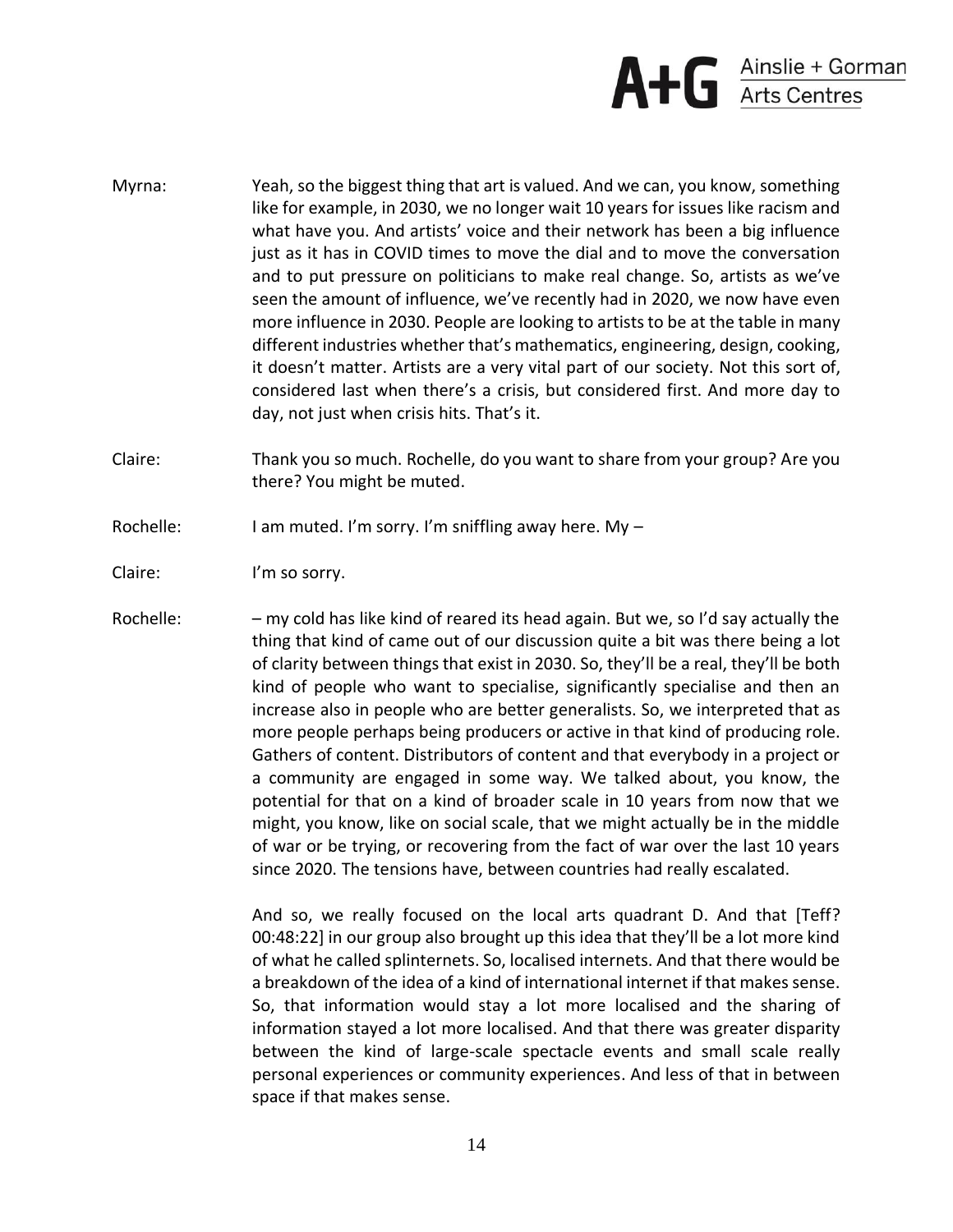Myrna: Yeah, so the biggest thing that art is valued. And we can, you know, something like for example, in 2030, we no longer wait 10 years for issues like racism and what have you. And artists' voice and their network has been a big influence just as it has in COVID times to move the dial and to move the conversation and to put pressure on politicians to make real change. So, artists as we've seen the amount of influence, we've recently had in 2020, we now have even more influence in 2030. People are looking to artists to be at the table in many different industries whether that's mathematics, engineering, design, cooking, it doesn't matter. Artists are a very vital part of our society. Not this sort of, considered last when there's a crisis, but considered first. And more day to day, not just when crisis hits. That's it.

Claire: Thank you so much. Rochelle, do you want to share from your group? Are you there? You might be muted.

Rochelle: I am muted. I'm sorry. I'm sniffling away here. My –

Claire: I'm so sorry.

Rochelle: – my cold has like kind of reared its head again. But we, so I'd say actually the thing that kind of came out of our discussion quite a bit was there being a lot of clarity between things that exist in 2030. So, they'll be a real, they'll be both kind of people who want to specialise, significantly specialise and then an increase also in people who are better generalists. So, we interpreted that as more people perhaps being producers or active in that kind of producing role. Gathers of content. Distributors of content and that everybody in a project or a community are engaged in some way. We talked about, you know, the potential for that on a kind of broader scale in 10 years from now that we might, you know, like on social scale, that we might actually be in the middle of war or be trying, or recovering from the fact of war over the last 10 years since 2020. The tensions have, between countries had really escalated.

And so, we really focused on the local arts quadrant D. And that [Teff? 00:48:22] in our group also brought up this idea that they'll be a lot more kind of what he called splinternets. So, localised internets. And that there would be a breakdown of the idea of a kind of international internet if that makes sense. So, that information would stay a lot more localised and the sharing of information stayed a lot more localised. And that there was greater disparity between the kind of large-scale spectacle events and small scale really personal experiences or community experiences. And less of that in between space if that makes sense.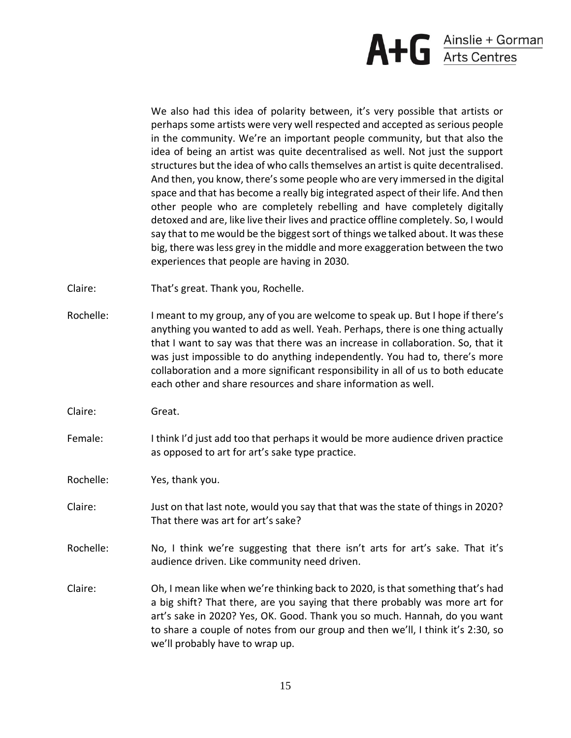We also had this idea of polarity between, it's very possible that artists or perhaps some artists were very well respected and accepted as serious people in the community. We're an important people community, but that also the idea of being an artist was quite decentralised as well. Not just the support structures but the idea of who calls themselves an artist is quite decentralised. And then, you know, there's some people who are very immersed in the digital space and that has become a really big integrated aspect of their life. And then other people who are completely rebelling and have completely digitally detoxed and are, like live their lives and practice offline completely. So, I would say that to me would be the biggest sort of things we talked about. It was these big, there was less grey in the middle and more exaggeration between the two experiences that people are having in 2030.

Claire: That's great. Thank you, Rochelle.

Rochelle: I meant to my group, any of you are welcome to speak up. But I hope if there's anything you wanted to add as well. Yeah. Perhaps, there is one thing actually that I want to say was that there was an increase in collaboration. So, that it was just impossible to do anything independently. You had to, there's more collaboration and a more significant responsibility in all of us to both educate each other and share resources and share information as well.

Claire: Great.

Female: I think I'd just add too that perhaps it would be more audience driven practice as opposed to art for art's sake type practice.

Rochelle: Yes, thank you.

Claire: Just on that last note, would you say that that was the state of things in 2020? That there was art for art's sake?

Rochelle: No, I think we're suggesting that there isn't arts for art's sake. That it's audience driven. Like community need driven.

Claire: Oh, I mean like when we're thinking back to 2020, is that something that's had a big shift? That there, are you saying that there probably was more art for art's sake in 2020? Yes, OK. Good. Thank you so much. Hannah, do you want to share a couple of notes from our group and then we'll, I think it's 2:30, so we'll probably have to wrap up.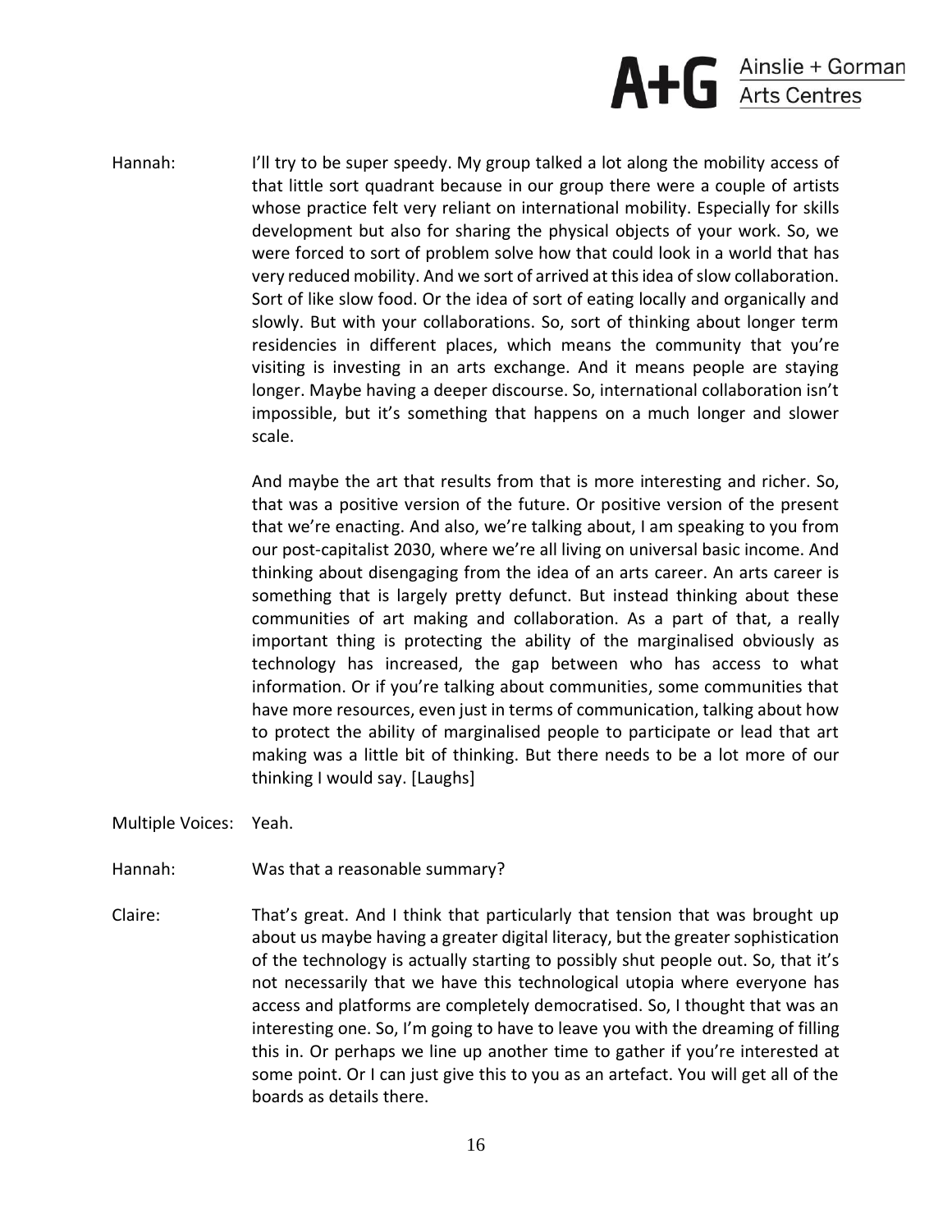Hannah: I'll try to be super speedy. My group talked a lot along the mobility access of that little sort quadrant because in our group there were a couple of artists whose practice felt very reliant on international mobility. Especially for skills development but also for sharing the physical objects of your work. So, we were forced to sort of problem solve how that could look in a world that has very reduced mobility. And we sort of arrived at this idea of slow collaboration. Sort of like slow food. Or the idea of sort of eating locally and organically and slowly. But with your collaborations. So, sort of thinking about longer term residencies in different places, which means the community that you're visiting is investing in an arts exchange. And it means people are staying longer. Maybe having a deeper discourse. So, international collaboration isn't impossible, but it's something that happens on a much longer and slower scale.

And maybe the art that results from that is more interesting and richer. So, that was a positive version of the future. Or positive version of the present that we're enacting. And also, we're talking about, I am speaking to you from our post-capitalist 2030, where we're all living on universal basic income. And thinking about disengaging from the idea of an arts career. An arts career is something that is largely pretty defunct. But instead thinking about these communities of art making and collaboration. As a part of that, a really important thing is protecting the ability of the marginalised obviously as technology has increased, the gap between who has access to what information. Or if you're talking about communities, some communities that have more resources, even just in terms of communication, talking about how to protect the ability of marginalised people to participate or lead that art making was a little bit of thinking. But there needs to be a lot more of our thinking I would say. [Laughs]

Multiple Voices: Yeah.

Hannah: Was that a reasonable summary?

Claire: That's great. And I think that particularly that tension that was brought up about us maybe having a greater digital literacy, but the greater sophistication of the technology is actually starting to possibly shut people out. So, that it's not necessarily that we have this technological utopia where everyone has access and platforms are completely democratised. So, I thought that was an interesting one. So, I'm going to have to leave you with the dreaming of filling this in. Or perhaps we line up another time to gather if you're interested at some point. Or I can just give this to you as an artefact. You will get all of the boards as details there.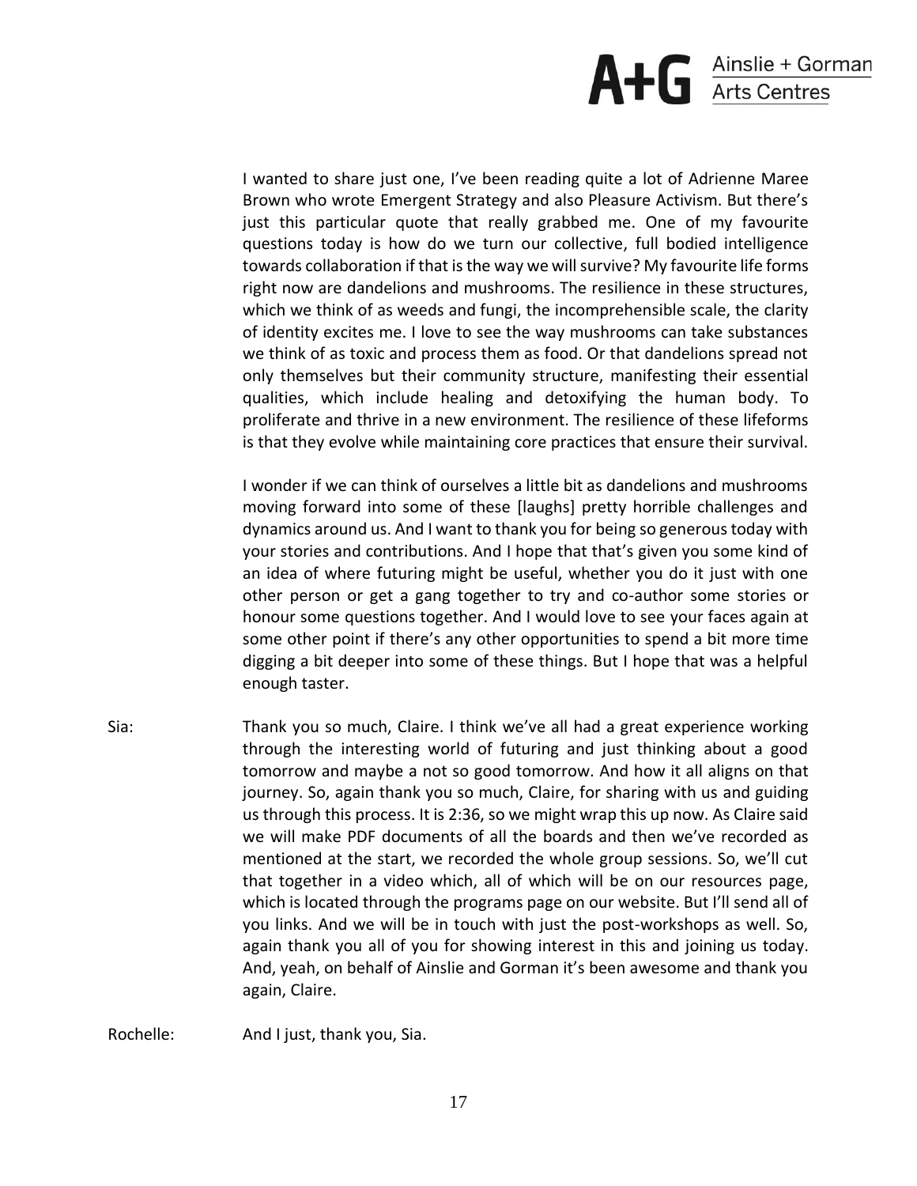I wanted to share just one, I've been reading quite a lot of Adrienne Maree Brown who wrote Emergent Strategy and also Pleasure Activism. But there's just this particular quote that really grabbed me. One of my favourite questions today is how do we turn our collective, full bodied intelligence towards collaboration if that is the way we will survive? My favourite life forms right now are dandelions and mushrooms. The resilience in these structures, which we think of as weeds and fungi, the incomprehensible scale, the clarity of identity excites me. I love to see the way mushrooms can take substances we think of as toxic and process them as food. Or that dandelions spread not only themselves but their community structure, manifesting their essential qualities, which include healing and detoxifying the human body. To proliferate and thrive in a new environment. The resilience of these lifeforms is that they evolve while maintaining core practices that ensure their survival.

I wonder if we can think of ourselves a little bit as dandelions and mushrooms moving forward into some of these [laughs] pretty horrible challenges and dynamics around us. And I want to thank you for being so generous today with your stories and contributions. And I hope that that's given you some kind of an idea of where futuring might be useful, whether you do it just with one other person or get a gang together to try and co-author some stories or honour some questions together. And I would love to see your faces again at some other point if there's any other opportunities to spend a bit more time digging a bit deeper into some of these things. But I hope that was a helpful enough taster.

Sia: Thank you so much, Claire. I think we've all had a great experience working through the interesting world of futuring and just thinking about a good tomorrow and maybe a not so good tomorrow. And how it all aligns on that journey. So, again thank you so much, Claire, for sharing with us and guiding us through this process. It is 2:36, so we might wrap this up now. As Claire said we will make PDF documents of all the boards and then we've recorded as mentioned at the start, we recorded the whole group sessions. So, we'll cut that together in a video which, all of which will be on our resources page, which is located through the programs page on our website. But I'll send all of you links. And we will be in touch with just the post-workshops as well. So, again thank you all of you for showing interest in this and joining us today. And, yeah, on behalf of Ainslie and Gorman it's been awesome and thank you again, Claire.

Rochelle: And I just, thank you, Sia.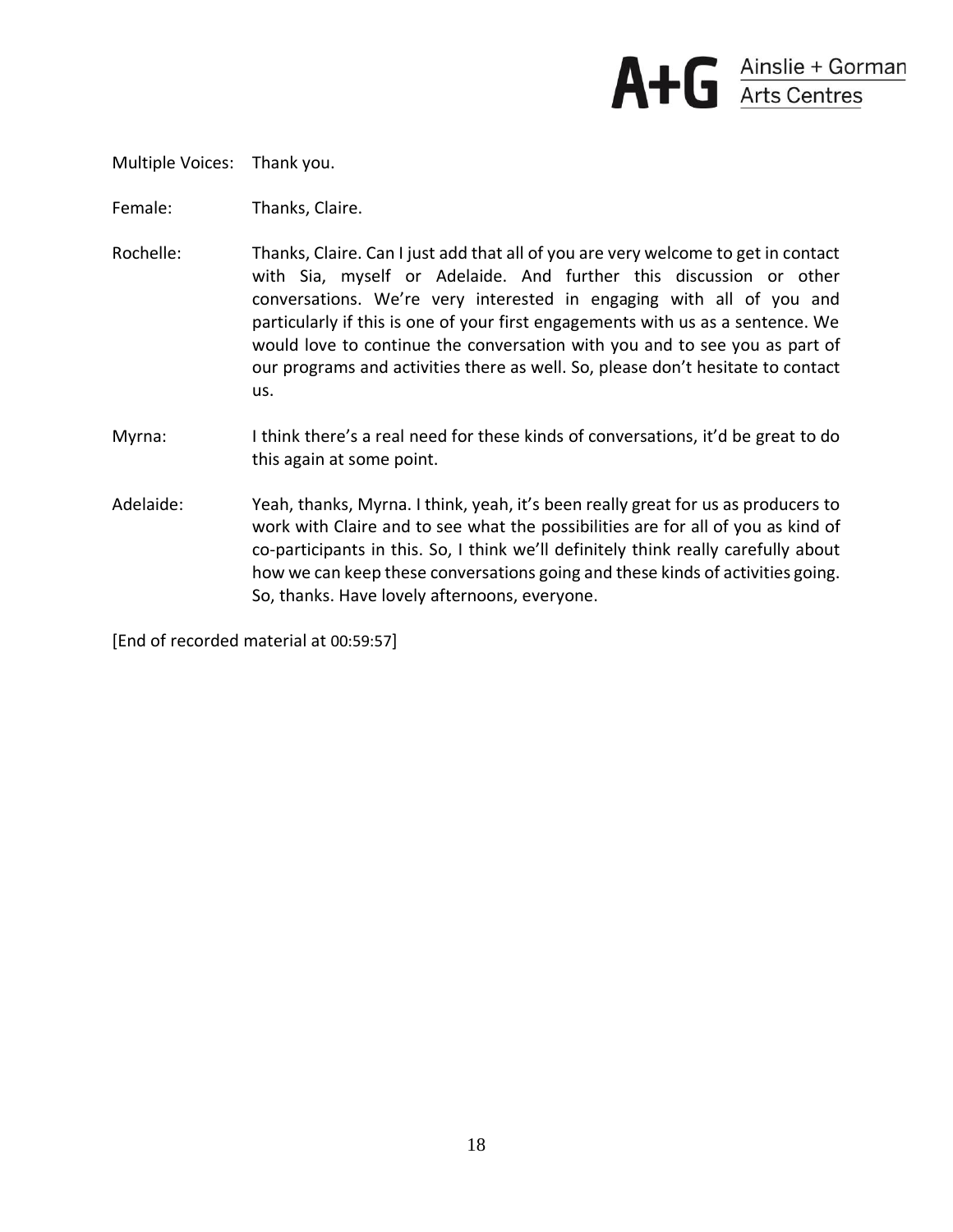Multiple Voices: Thank you.

Female: Thanks, Claire.

Rochelle: Thanks, Claire. Can I just add that all of you are very welcome to get in contact with Sia, myself or Adelaide. And further this discussion or other conversations. We're very interested in engaging with all of you and particularly if this is one of your first engagements with us as a sentence. We would love to continue the conversation with you and to see you as part of our programs and activities there as well. So, please don't hesitate to contact us.

Myrna: I think there's a real need for these kinds of conversations, it'd be great to do this again at some point.

Adelaide: Yeah, thanks, Myrna. I think, yeah, it's been really great for us as producers to work with Claire and to see what the possibilities are for all of you as kind of co-participants in this. So, I think we'll definitely think really carefully about how we can keep these conversations going and these kinds of activities going. So, thanks. Have lovely afternoons, everyone.

[End of recorded material at 00:59:57]